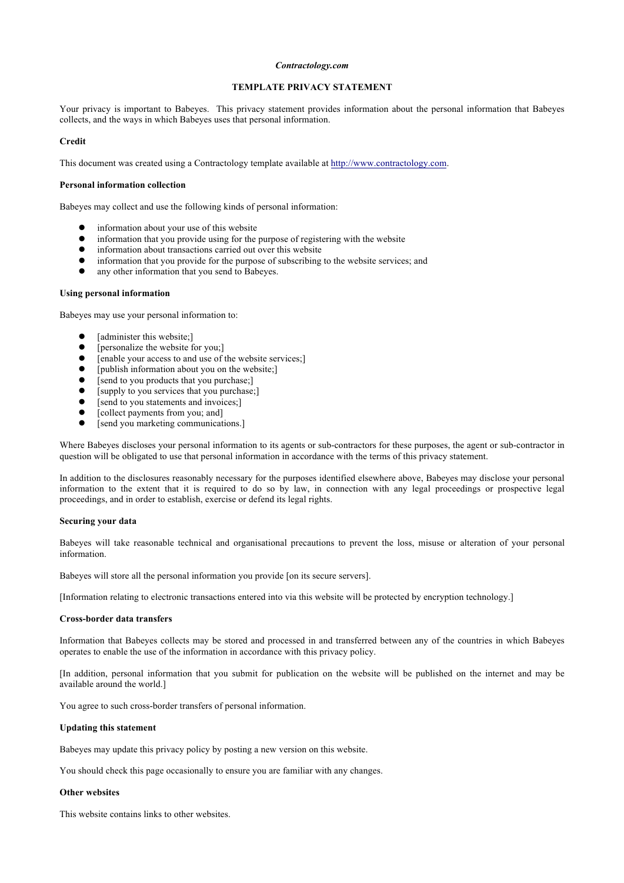*Contractology.com*

# TEMPLATE PRIVACY STATEMENT

Your privacy is important to Babeyes. This privacy statement provides information about the personal information that Babeyes collects, and the ways in which Babeyes uses that personal information.

**Credit**

This document was created using a Contractology template available at http://www.contractology.com.

**Personal information collection**

Babeyes may collect and use the following kinds of personal information:

- information about your use of this website
- information that you provide using for the purpose of registering with the website
- information about transactions carried out over this website
- information that you provide for the purpose of subscribing to the website services; and
- any other information that you send to Babeyes.

**Using personal information**

Babeyes may use your personal information to:

- [administer this website;]
- [personalize the website for you;]
- [enable your access to and use of the website services;]
- [publish information about you on the website;]
- [send to you products that you purchase;]
- [supply to you services that you purchase;]
- [send to you statements and invoices;]
- [collect payments from you; and]
- [send you marketing communications.]

Where Babeyes discloses your personal information to its agents or sub-contractors for these purposes, the agent or sub-contractor in question will be obligated to use that personal information in accordance with the terms of this privacy statement.

In addition to the disclosures reasonably necessary for the purposes identified elsewhere above, Babeyes may disclose your personal information to the extent that it is required to do so by law, in connection with any legal proceedings or prospective legal proceedings, and in order to establish, exercise or defend its legal rights.

**Securing your data**

Babeyes will take reasonable technical and organisational precautions to prevent the loss, misuse or alteration of your personal information.

Babeyes will store all the personal information you provide [on its secure servers].

[Information relating to electronic transactions entered into via this website will be protected by encryption technology.]

**Cross-border data transfers**

Information that Babeyes collects may be stored and processed in and transferred between any of the countries in which Babeyes operates to enable the use of the information in accordance with this privacy policy.

[In addition, personal information that you submit for publication on the website will be published on the internet and may be available around the world.]

You agree to such cross-border transfers of personal information.

**Updating this statement**

Babeyes may update this privacy policy by posting a new version on this website.

You should check this page occasionally to ensure you are familiar with any changes.

**Other websites**

This website contains links to other websites.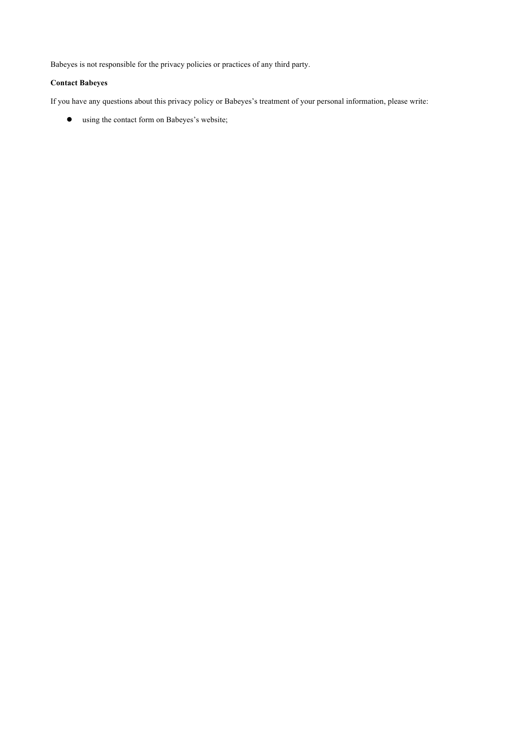Babeyes is not responsible for the privacy policies or practices of any third party.

**Contact Babeyes**

If you have any questions about this privacy policy or Babeyes's treatment of your personal information, please write:

- using the contact form on Babeyes's website;